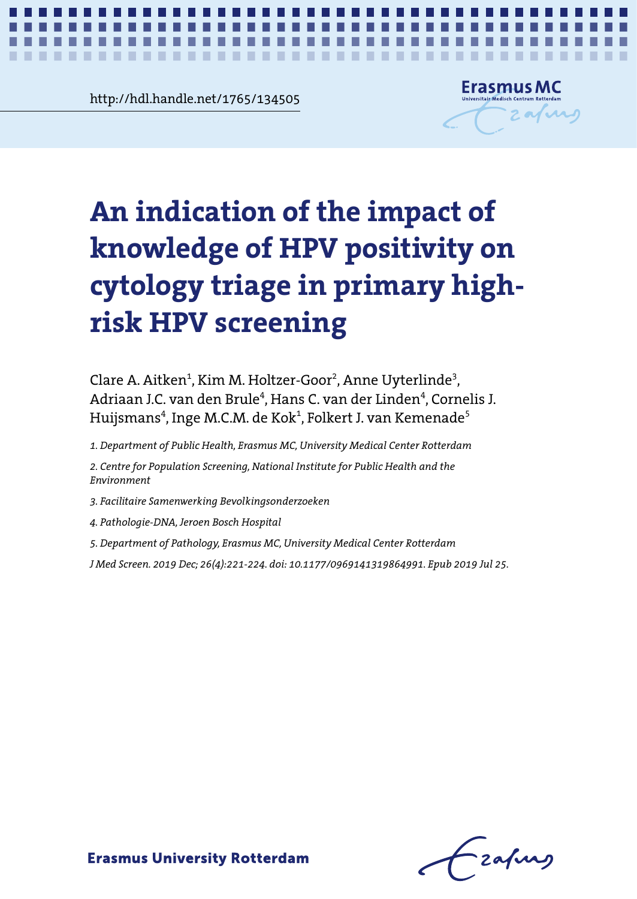http://hdl.handle.net/1765/134505

# An indication of the impact of knowledge of HPV positivity on cytology triage in primary high-risk HPV screening

Clare A. Aitken[1], Kim M. Holtzer-Goor[2], Anne Uyterlinde[3], Adriaan J.C. van den Brule[4], Hans C. van der Linden[4], Cornelis J. Huijsmans[4], Inge M.C.M. de Kok[1], Folkert J. van Kemenade[5]

*1. Department of Public Health, Erasmus MC, University Medical Center Rotterdam*

*2. Centre for Population Screening, National Institute for Public Health and the Environment*

*3. Facilitaire Samenwerking Bevolkingsonderzoeken*

*4. Pathologie-DNA, Jeroen Bosch Hospital*

*5. Department of Pathology, Erasmus MC, University Medical Center Rotterdam*

*J Med Screen. 2019 Dec; 26(4):221-224. doi: 10.1177/0969141319864991. Epub 2019 Jul 25.*

**Erasmus University Rotterdam**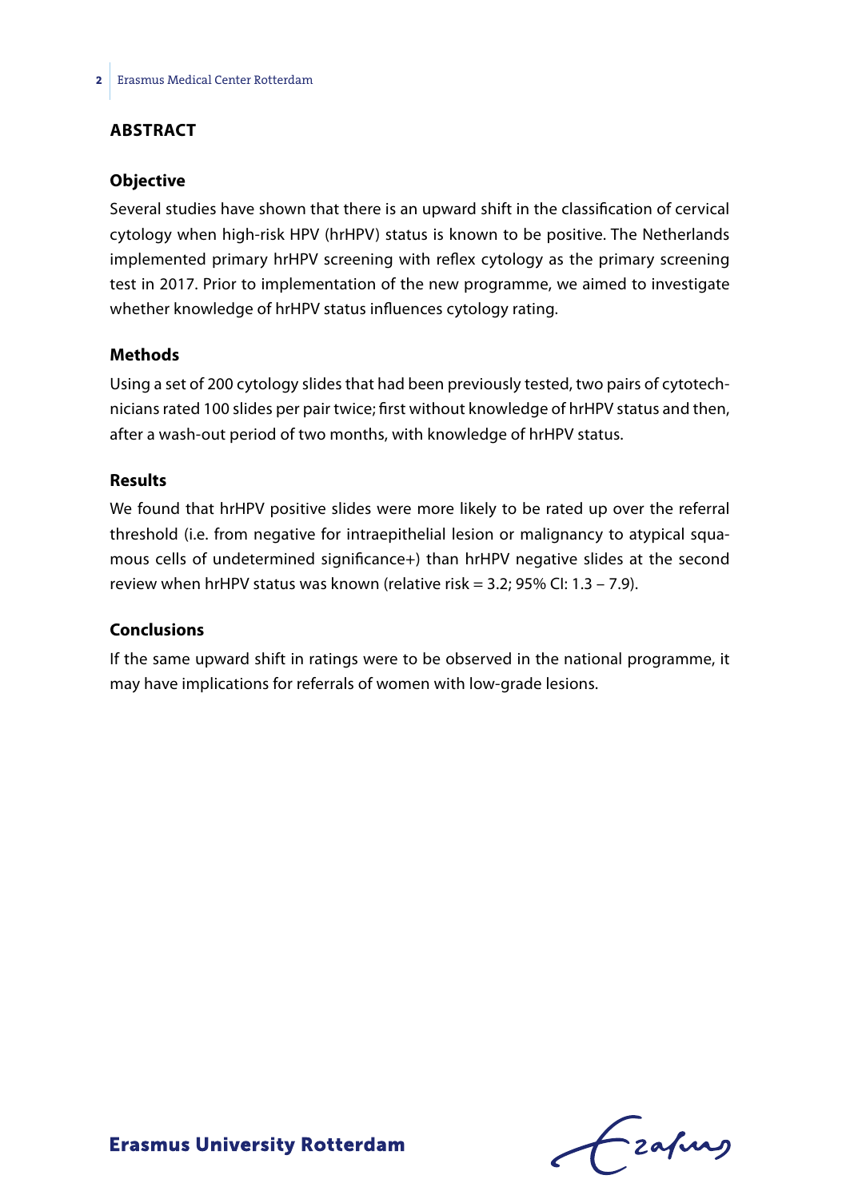## ABSTRACT

### Objective

Several studies have shown that there is an upward shift in the classification of cervical cytology when high-risk HPV (hrHPV) status is known to be positive. The Netherlands implemented primary hrHPV screening with reflex cytology as the primary screening test in 2017. Prior to implementation of the new programme, we aimed to investigate whether knowledge of hrHPV status influences cytology rating.

### Methods

Using a set of 200 cytology slides that had been previously tested, two pairs of cytotechnicians rated 100 slides per pair twice; first without knowledge of hrHPV status and then, after a wash-out period of two months, with knowledge of hrHPV status.

### Results

We found that hrHPV positive slides were more likely to be rated up over the referral threshold (i.e. from negative for intraepithelial lesion or malignancy to atypical squamous cells of undetermined significance+) than hrHPV negative slides at the second review when hrHPV status was known (relative risk = 3.2; 95% CI: 1.3 – 7.9).

### Conclusions

If the same upward shift in ratings were to be observed in the national programme, it may have implications for referrals of women with low-grade lesions.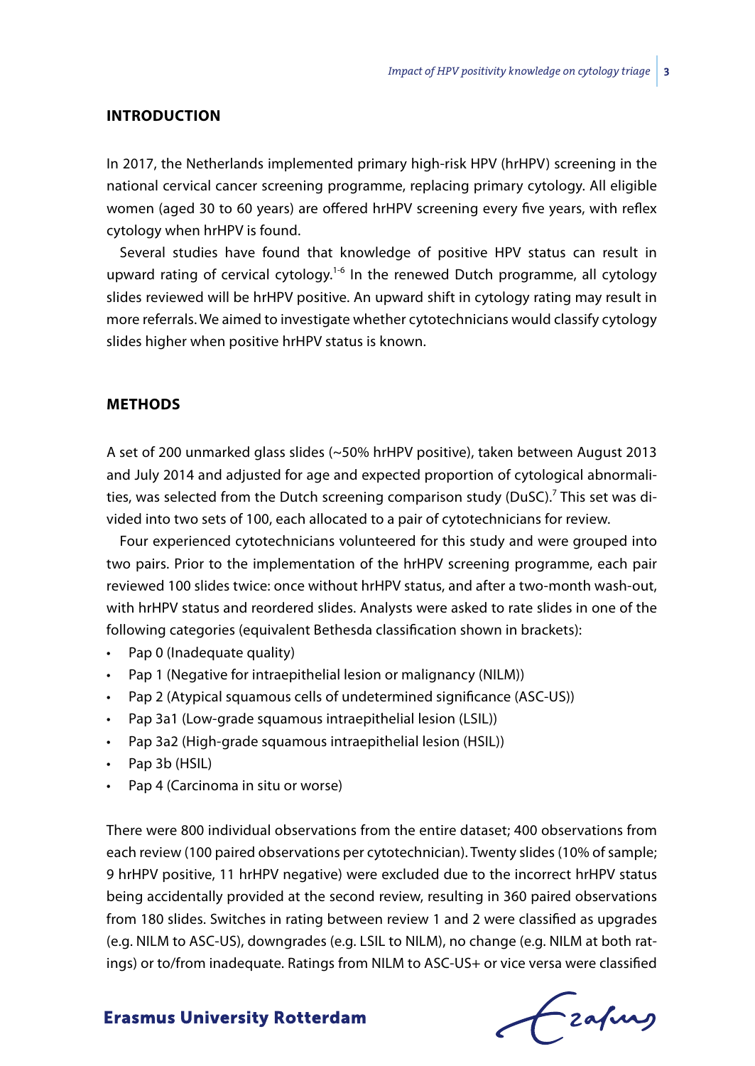## INTRODUCTION

In 2017, the Netherlands implemented primary high-risk HPV (hrHPV) screening in the national cervical cancer screening programme, replacing primary cytology. All eligible women (aged 30 to 60 years) are offered hrHPV screening every five years, with reflex cytology when hrHPV is found.

Several studies have found that knowledge of positive HPV status can result in upward rating of cervical cytology.[1-6] In the renewed Dutch programme, all cytology slides reviewed will be hrHPV positive. An upward shift in cytology rating may result in more referrals. We aimed to investigate whether cytotechnicians would classify cytology slides higher when positive hrHPV status is known.

## METHODS

A set of 200 unmarked glass slides (~50% hrHPV positive), taken between August 2013 and July 2014 and adjusted for age and expected proportion of cytological abnormalities, was selected from the Dutch screening comparison study (DuSC).[7] This set was divided into two sets of 100, each allocated to a pair of cytotechnicians for review.

Four experienced cytotechnicians volunteered for this study and were grouped into two pairs. Prior to the implementation of the hrHPV screening programme, each pair reviewed 100 slides twice: once without hrHPV status, and after a two-month wash-out, with hrHPV status and reordered slides. Analysts were asked to rate slides in one of the following categories (equivalent Bethesda classification shown in brackets):

- Pap 0 (Inadequate quality)
- Pap 1 (Negative for intraepithelial lesion or malignancy (NILM))
- Pap 2 (Atypical squamous cells of undetermined significance (ASC-US))
- Pap 3a1 (Low-grade squamous intraepithelial lesion (LSIL))
- Pap 3a2 (High-grade squamous intraepithelial lesion (HSIL))
- Pap 3b (HSIL)
- Pap 4 (Carcinoma in situ or worse)

There were 800 individual observations from the entire dataset; 400 observations from each review (100 paired observations per cytotechnician). Twenty slides (10% of sample; 9 hrHPV positive, 11 hrHPV negative) were excluded due to the incorrect hrHPV status being accidentally provided at the second review, resulting in 360 paired observations from 180 slides. Switches in rating between review 1 and 2 were classified as upgrades (e.g. NILM to ASC-US), downgrades (e.g. LSIL to NILM), no change (e.g. NILM at both ratings) or to/from inadequate. Ratings from NILM to ASC-US+ or vice versa were classified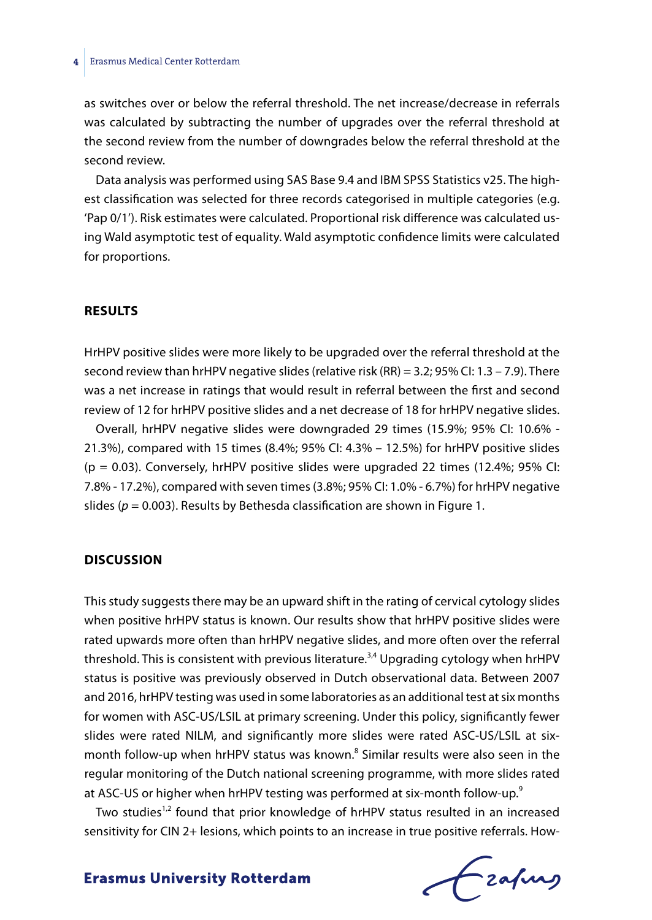as switches over or below the referral threshold. The net increase/decrease in referrals was calculated by subtracting the number of upgrades over the referral threshold at the second review from the number of downgrades below the referral threshold at the second review.

Data analysis was performed using SAS Base 9.4 and IBM SPSS Statistics v25. The highest classification was selected for three records categorised in multiple categories (e.g. 'Pap 0/1'). Risk estimates were calculated. Proportional risk difference was calculated using Wald asymptotic test of equality. Wald asymptotic confidence limits were calculated for proportions.

## RESULTS

HrHPV positive slides were more likely to be upgraded over the referral threshold at the second review than hrHPV negative slides (relative risk (RR) = 3.2; 95% CI: 1.3 – 7.9). There was a net increase in ratings that would result in referral between the first and second review of 12 for hrHPV positive slides and a net decrease of 18 for hrHPV negative slides.

Overall, hrHPV negative slides were downgraded 29 times (15.9%; 95% CI: 10.6% - 21.3%), compared with 15 times (8.4%; 95% CI: 4.3% – 12.5%) for hrHPV positive slides ($p = 0.03$). Conversely, hrHPV positive slides were upgraded 22 times (12.4%; 95% CI: 7.8% - 17.2%), compared with seven times (3.8%; 95% CI: 1.0% - 6.7%) for hrHPV negative slides ($p = 0.003$). Results by Bethesda classification are shown in Figure 1.

## DISCUSSION

This study suggests there may be an upward shift in the rating of cervical cytology slides when positive hrHPV status is known. Our results show that hrHPV positive slides were rated upwards more often than hrHPV negative slides, and more often over the referral threshold. This is consistent with previous literature.[3,4] Upgrading cytology when hrHPV status is positive was previously observed in Dutch observational data. Between 2007 and 2016, hrHPV testing was used in some laboratories as an additional test at six months for women with ASC-US/LSIL at primary screening. Under this policy, significantly fewer slides were rated NILM, and significantly more slides were rated ASC-US/LSIL at six-month follow-up when hrHPV status was known.[8] Similar results were also seen in the regular monitoring of the Dutch national screening programme, with more slides rated at ASC-US or higher when hrHPV testing was performed at six-month follow-up.[9]

Two studies[1,2] found that prior knowledge of hrHPV status resulted in an increased sensitivity for CIN 2+ lesions, which points to an increase in true positive referrals. How-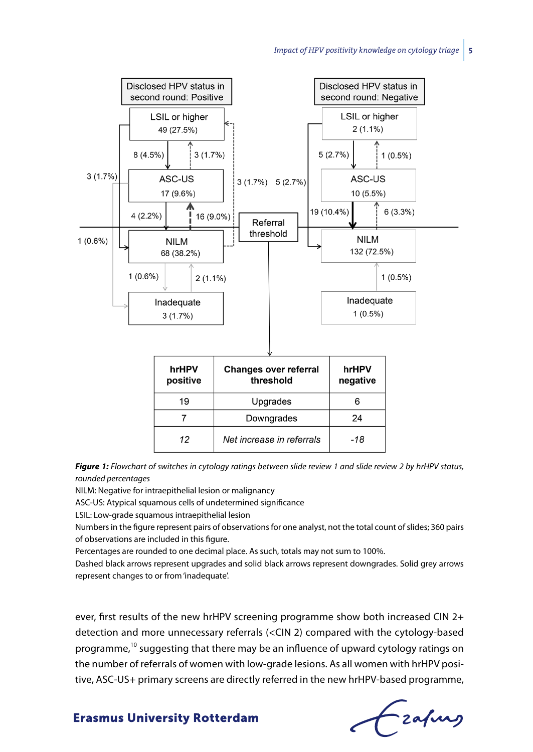| hrHPV positive | Changes over referral threshold | hrHPV negative |
|---|---|---|
| 19 | Upgrades | 6 |
| 7 | Downgrades | 24 |
| *12* | *Net increase in referrals* | *-18* |

***Figure 1:*** *Flowchart of switches in cytology ratings between slide review 1 and slide review 2 by hrHPV status, rounded percentages*

NILM: Negative for intraepithelial lesion or malignancy
ASC-US: Atypical squamous cells of undetermined significance
LSIL: Low-grade squamous intraepithelial lesion
Numbers in the figure represent pairs of observations for one analyst, not the total count of slides; 360 pairs of observations are included in this figure.
Percentages are rounded to one decimal place. As such, totals may not sum to 100%.
Dashed black arrows represent upgrades and solid black arrows represent downgrades. Solid grey arrows represent changes to or from 'inadequate'.

ever, first results of the new hrHPV screening programme show both increased CIN 2+ detection and more unnecessary referrals (<CIN 2) compared with the cytology-based programme,[10] suggesting that there may be an influence of upward cytology ratings on the number of referrals of women with low-grade lesions. As all women with hrHPV positive, ASC-US+ primary screens are directly referred in the new hrHPV-based programme,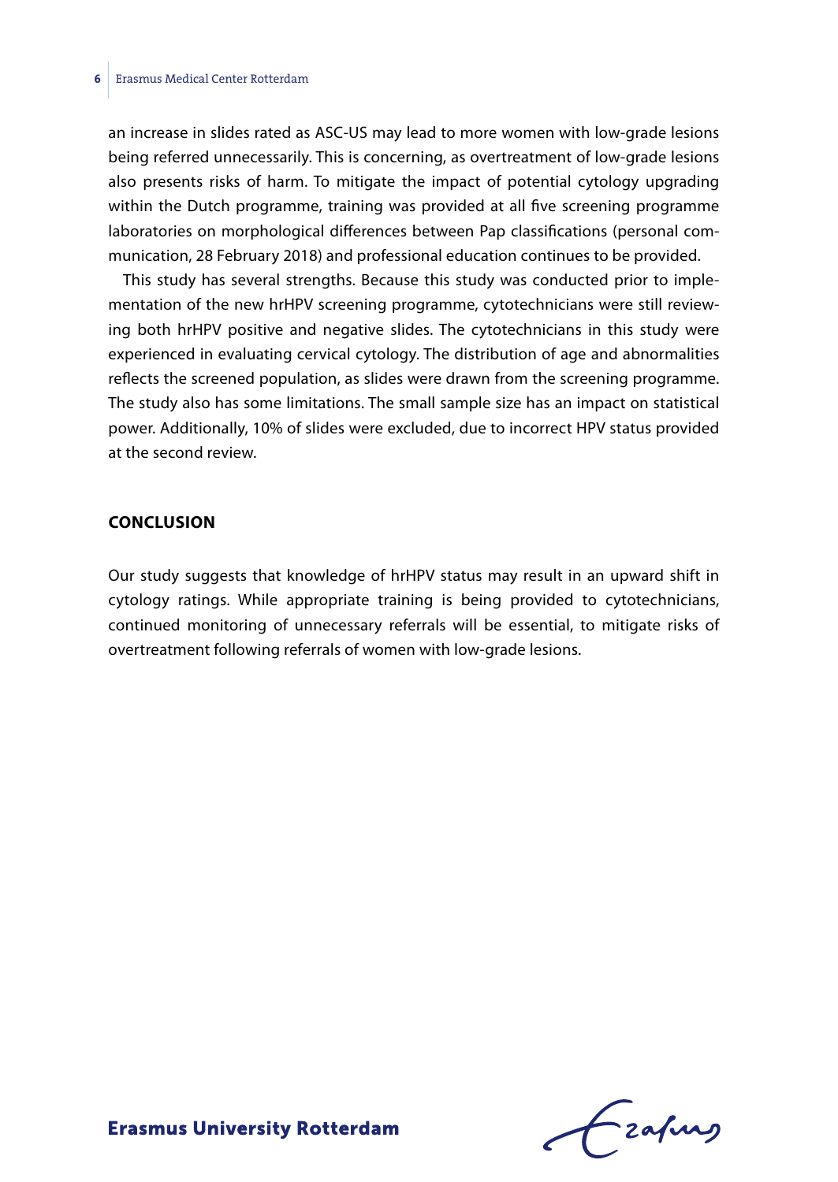an increase in slides rated as ASC-US may lead to more women with low-grade lesions being referred unnecessarily. This is concerning, as overtreatment of low-grade lesions also presents risks of harm. To mitigate the impact of potential cytology upgrading within the Dutch programme, training was provided at all five screening programme laboratories on morphological differences between Pap classifications (personal communication, 28 February 2018) and professional education continues to be provided.

This study has several strengths. Because this study was conducted prior to implementation of the new hrHPV screening programme, cytotechnicians were still reviewing both hrHPV positive and negative slides. The cytotechnicians in this study were experienced in evaluating cervical cytology. The distribution of age and abnormalities reflects the screened population, as slides were drawn from the screening programme. The study also has some limitations. The small sample size has an impact on statistical power. Additionally, 10% of slides were excluded, due to incorrect HPV status provided at the second review.

## CONCLUSION

Our study suggests that knowledge of hrHPV status may result in an upward shift in cytology ratings. While appropriate training is being provided to cytotechnicians, continued monitoring of unnecessary referrals will be essential, to mitigate risks of overtreatment following referrals of women with low-grade lesions.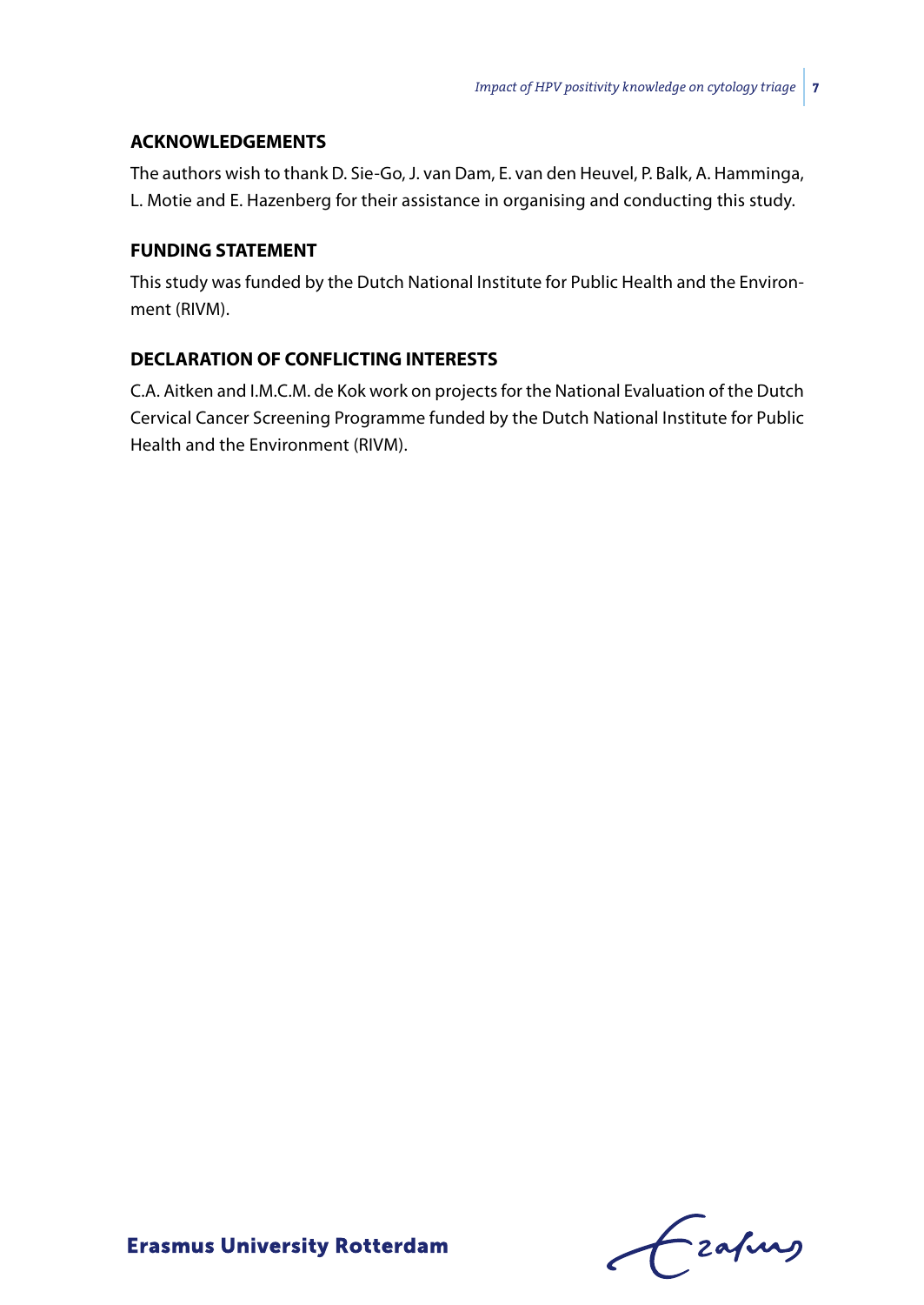## ACKNOWLEDGEMENTS

The authors wish to thank D. Sie-Go, J. van Dam, E. van den Heuvel, P. Balk, A. Hamminga, L. Motie and E. Hazenberg for their assistance in organising and conducting this study.

## FUNDING STATEMENT

This study was funded by the Dutch National Institute for Public Health and the Environment (RIVM).

## DECLARATION OF CONFLICTING INTERESTS

C.A. Aitken and I.M.C.M. de Kok work on projects for the National Evaluation of the Dutch Cervical Cancer Screening Programme funded by the Dutch National Institute for Public Health and the Environment (RIVM).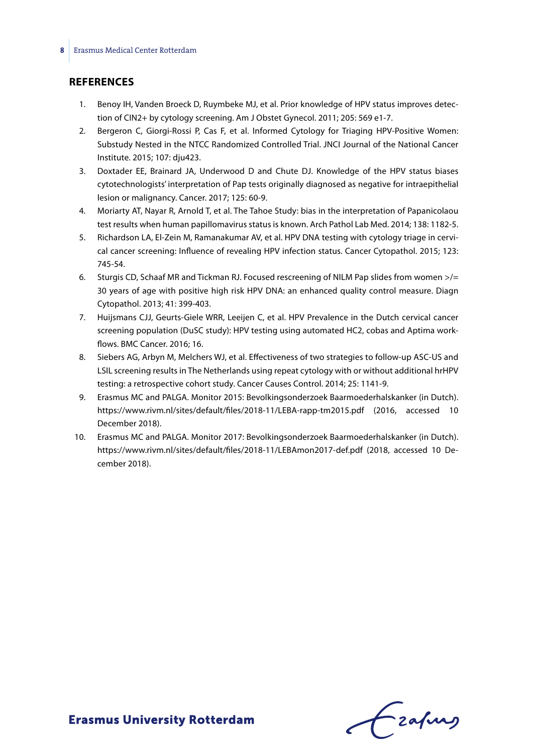## REFERENCES

1. Benoy IH, Vanden Broeck D, Ruymbeke MJ, et al. Prior knowledge of HPV status improves detection of CIN2+ by cytology screening. Am J Obstet Gynecol. 2011; 205: 569 e1-7.
2. Bergeron C, Giorgi-Rossi P, Cas F, et al. Informed Cytology for Triaging HPV-Positive Women: Substudy Nested in the NTCC Randomized Controlled Trial. JNCI Journal of the National Cancer Institute. 2015; 107: dju423.
3. Doxtader EE, Brainard JA, Underwood D and Chute DJ. Knowledge of the HPV status biases cytotechnologists' interpretation of Pap tests originally diagnosed as negative for intraepithelial lesion or malignancy. Cancer. 2017; 125: 60-9.
4. Moriarty AT, Nayar R, Arnold T, et al. The Tahoe Study: bias in the interpretation of Papanicolaou test results when human papillomavirus status is known. Arch Pathol Lab Med. 2014; 138: 1182-5.
5. Richardson LA, El-Zein M, Ramanakumar AV, et al. HPV DNA testing with cytology triage in cervical cancer screening: Influence of revealing HPV infection status. Cancer Cytopathol. 2015; 123: 745-54.
6. Sturgis CD, Schaaf MR and Tickman RJ. Focused rescreening of NILM Pap slides from women >/= 30 years of age with positive high risk HPV DNA: an enhanced quality control measure. Diagn Cytopathol. 2013; 41: 399-403.
7. Huijsmans CJJ, Geurts-Giele WRR, Leeijen C, et al. HPV Prevalence in the Dutch cervical cancer screening population (DuSC study): HPV testing using automated HC2, cobas and Aptima workflows. BMC Cancer. 2016; 16.
8. Siebers AG, Arbyn M, Melchers WJ, et al. Effectiveness of two strategies to follow-up ASC-US and LSIL screening results in The Netherlands using repeat cytology with or without additional hrHPV testing: a retrospective cohort study. Cancer Causes Control. 2014; 25: 1141-9.
9. Erasmus MC and PALGA. Monitor 2015: Bevolkingsonderzoek Baarmoederhalskanker (in Dutch). https://www.rivm.nl/sites/default/files/2018-11/LEBA-rapp-tm2015.pdf (2016, accessed 10 December 2018).
10. Erasmus MC and PALGA. Monitor 2017: Bevolkingsonderzoek Baarmoederhalskanker (in Dutch). https://www.rivm.nl/sites/default/files/2018-11/LEBAmon2017-def.pdf (2018, accessed 10 December 2018).